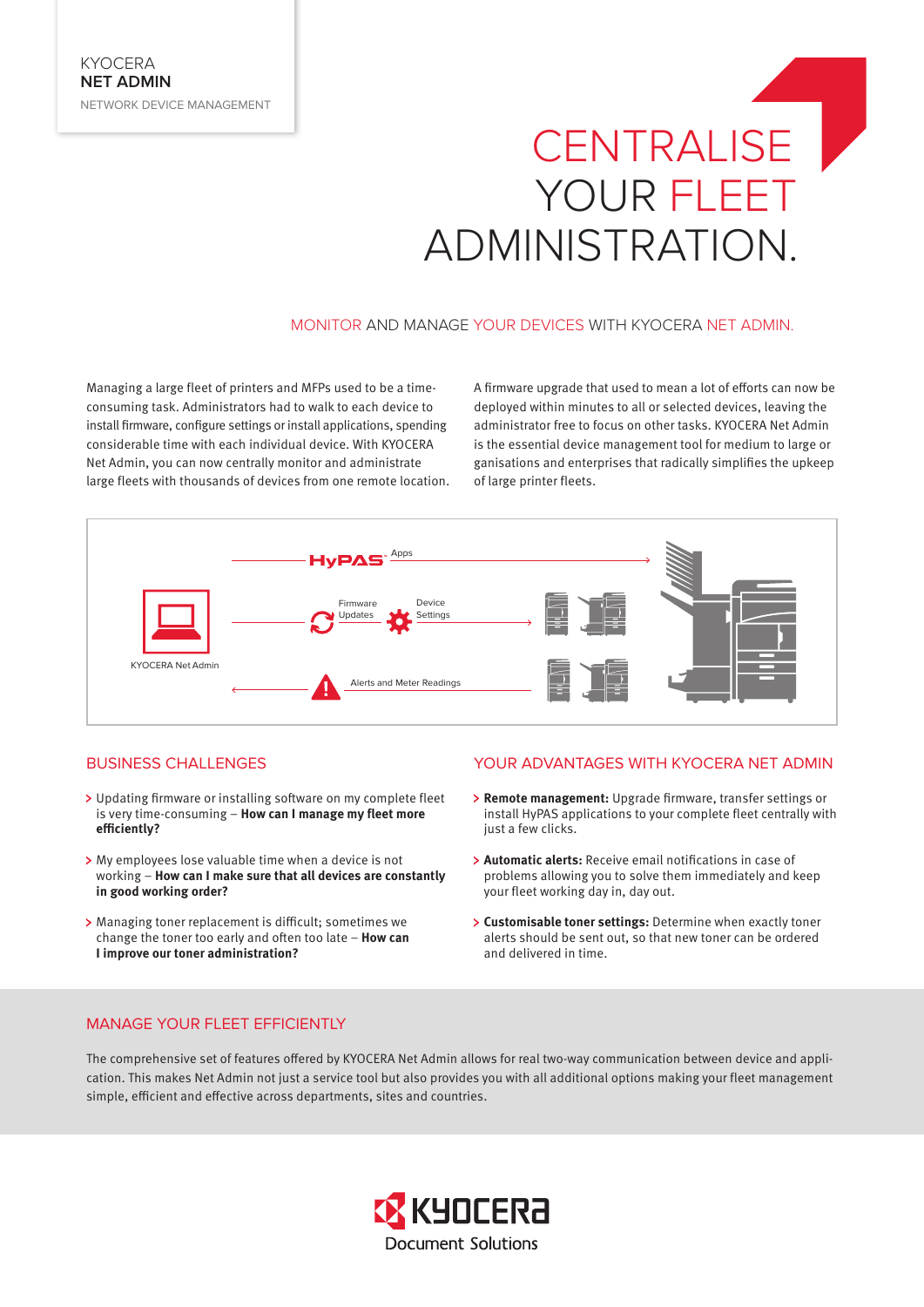KYOCERA
**NET ADMIN**
NETWORK DEVICE MANAGEMENT

# CENTRALISE YOUR FLEET ADMINISTRATION.

## MONITOR AND MANAGE YOUR DEVICES WITH KYOCERA NET ADMIN.

Managing a large fleet of printers and MFPs used to be a time-consuming task. Administrators had to walk to each device to install firmware, configure settings or install applications, spending considerable time with each individual device. With KYOCERA Net Admin, you can now centrally monitor and administrate large fleets with thousands of devices from one remote location.

A firmware upgrade that used to mean a lot of efforts can now be deployed within minutes to all or selected devices, leaving the administrator free to focus on other tasks. KYOCERA Net Admin is the essential device management tool for medium to large organisations and enterprises that radically simplifies the upkeep of large printer fleets.

HyPAS Apps
Firmware Updates
Device Settings
KYOCERA Net Admin
Alerts and Meter Readings

## BUSINESS CHALLENGES

- Updating firmware or installing software on my complete fleet is very time-consuming – **How can I manage my fleet more efficiently?**
- My employees lose valuable time when a device is not working – **How can I make sure that all devices are constantly in good working order?**
- Managing toner replacement is difficult; sometimes we change the toner too early and often too late – **How can I improve our toner administration?**

## YOUR ADVANTAGES WITH KYOCERA NET ADMIN

- **Remote management:** Upgrade firmware, transfer settings or install HyPAS applications to your complete fleet centrally with just a few clicks.
- **Automatic alerts:** Receive email notifications in case of problems allowing you to solve them immediately and keep your fleet working day in, day out.
- **Customisable toner settings:** Determine when exactly toner alerts should be sent out, so that new toner can be ordered and delivered in time.

## MANAGE YOUR FLEET EFFICIENTLY

The comprehensive set of features offered by KYOCERA Net Admin allows for real two-way communication between device and application. This makes Net Admin not just a service tool but also provides you with all additional options making your fleet management simple, efficient and effective across departments, sites and countries.

KYOCERA Document Solutions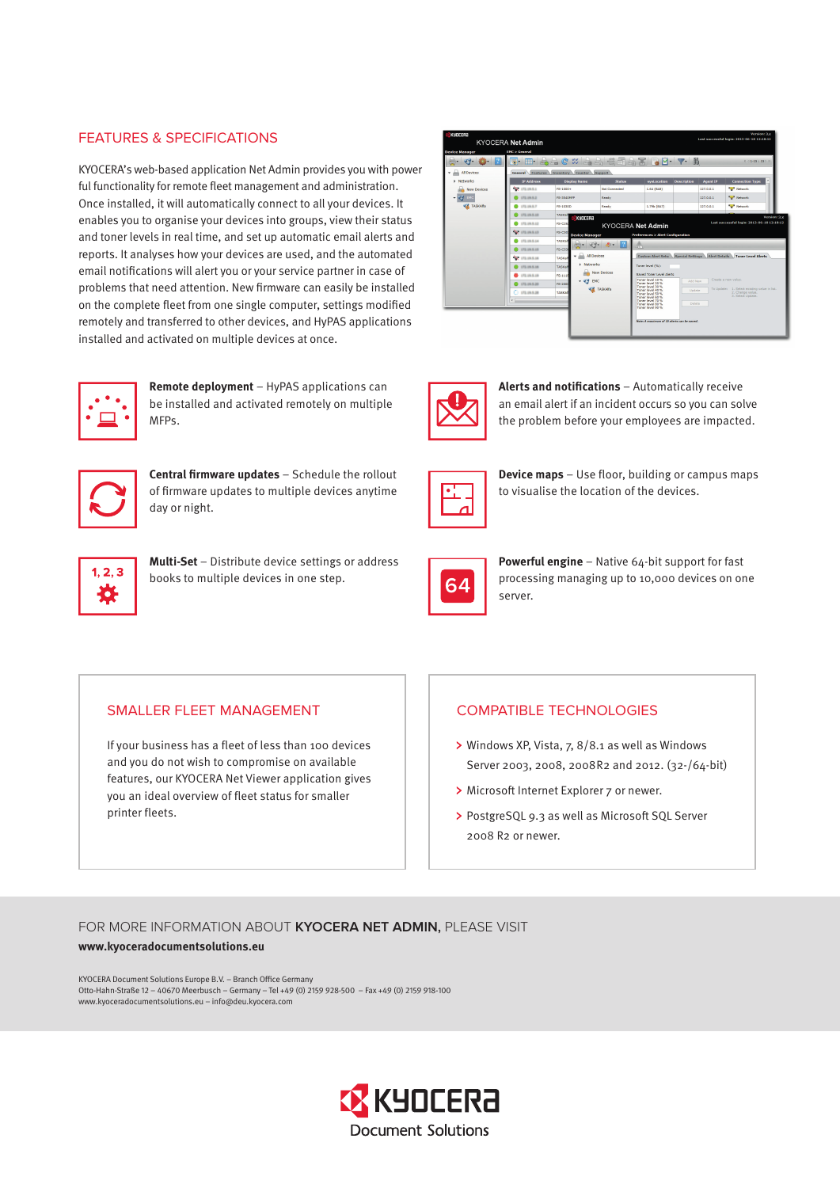## FEATURES & SPECIFICATIONS

KYOCERA's web-based application Net Admin provides you with powerful functionality for remote fleet management and administration. Once installed, it will automatically connect to all your devices. It enables you to organise your devices into groups, view their status and toner levels in real time, and set up automatic email alerts and reports. It analyses how your devices are used, and the automated email notifications will alert you or your service partner in case of problems that need attention. New firmware can easily be installed on the complete fleet from one single computer, settings modified remotely and transferred to other devices, and HyPAS applications installed and activated on multiple devices at once.

**Remote deployment** – HyPAS applications can be installed and activated remotely on multiple MFPs.

**Alerts and notifications** – Automatically receive an email alert if an incident occurs so you can solve the problem before your employees are impacted.

**Central firmware updates** – Schedule the rollout of firmware updates to multiple devices anytime day or night.

**Device maps** – Use floor, building or campus maps to visualise the location of the devices.

**Multi-Set** – Distribute device settings or address books to multiple devices in one step.

**Powerful engine** – Native 64-bit support for fast processing managing up to 10,000 devices on one server.

### SMALLER FLEET MANAGEMENT

If your business has a fleet of less than 100 devices and you do not wish to compromise on available features, our KYOCERA Net Viewer application gives you an ideal overview of fleet status for smaller printer fleets.

### COMPATIBLE TECHNOLOGIES

- Windows XP, Vista, 7, 8/8.1 as well as Windows Server 2003, 2008, 2008R2 and 2012. (32-/64-bit)
- Microsoft Internet Explorer 7 or newer.
- PostgreSQL 9.3 as well as Microsoft SQL Server 2008 R2 or newer.

FOR MORE INFORMATION ABOUT **KYOCERA NET ADMIN**, PLEASE VISIT
**www.kyoceradocumentsolutions.eu**

KYOCERA Document Solutions Europe B.V. – Branch Office Germany
Otto-Hahn-Straße 12 – 40670 Meerbusch – Germany – Tel +49 (0) 2159 928-500 – Fax +49 (0) 2159 918-100
www.kyoceradocumentsolutions.eu – info@deu.kyocera.com

KYOCERA
Document Solutions